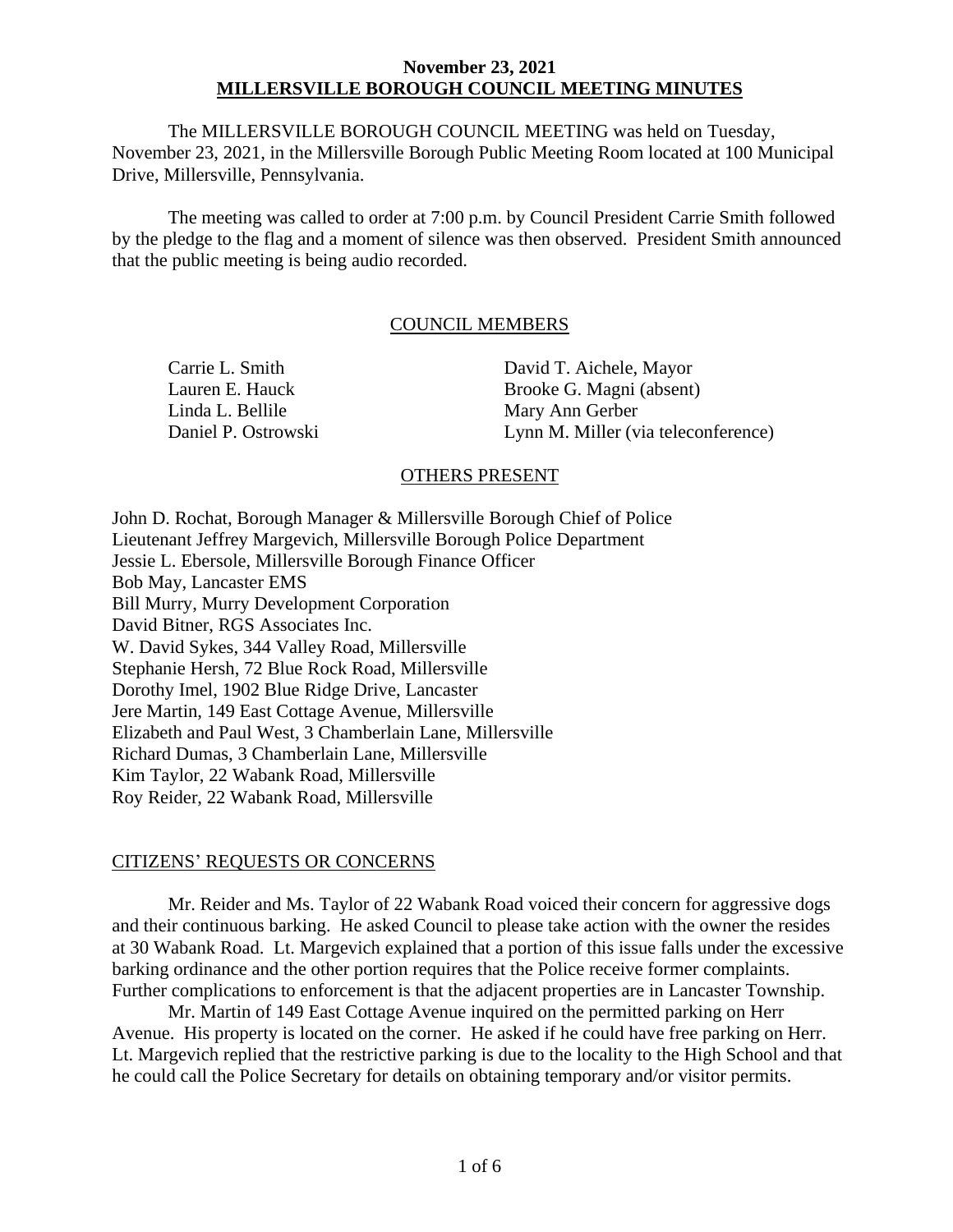**November 23, 2021**
**MILLERSVILLE BOROUGH COUNCIL MEETING MINUTES**

The MILLERSVILLE BOROUGH COUNCIL MEETING was held on Tuesday, November 23, 2021, in the Millersville Borough Public Meeting Room located at 100 Municipal Drive, Millersville, Pennsylvania.

The meeting was called to order at 7:00 p.m. by Council President Carrie Smith followed by the pledge to the flag and a moment of silence was then observed. President Smith announced that the public meeting is being audio recorded.

## COUNCIL MEMBERS

Carrie L. Smith
Lauren E. Hauck
Linda L. Bellile
Daniel P. Ostrowski
David T. Aichele, Mayor
Brooke G. Magni (absent)
Mary Ann Gerber
Lynn M. Miller (via teleconference)

## OTHERS PRESENT

John D. Rochat, Borough Manager & Millersville Borough Chief of Police
Lieutenant Jeffrey Margevich, Millersville Borough Police Department
Jessie L. Ebersole, Millersville Borough Finance Officer
Bob May, Lancaster EMS
Bill Murry, Murry Development Corporation
David Bitner, RGS Associates Inc.
W. David Sykes, 344 Valley Road, Millersville
Stephanie Hersh, 72 Blue Rock Road, Millersville
Dorothy Imel, 1902 Blue Ridge Drive, Lancaster
Jere Martin, 149 East Cottage Avenue, Millersville
Elizabeth and Paul West, 3 Chamberlain Lane, Millersville
Richard Dumas, 3 Chamberlain Lane, Millersville
Kim Taylor, 22 Wabank Road, Millersville
Roy Reider, 22 Wabank Road, Millersville

## CITIZENS' REQUESTS OR CONCERNS

Mr. Reider and Ms. Taylor of 22 Wabank Road voiced their concern for aggressive dogs and their continuous barking. He asked Council to please take action with the owner the resides at 30 Wabank Road. Lt. Margevich explained that a portion of this issue falls under the excessive barking ordinance and the other portion requires that the Police receive former complaints. Further complications to enforcement is that the adjacent properties are in Lancaster Township.

Mr. Martin of 149 East Cottage Avenue inquired on the permitted parking on Herr Avenue. His property is located on the corner. He asked if he could have free parking on Herr. Lt. Margevich replied that the restrictive parking is due to the locality to the High School and that he could call the Police Secretary for details on obtaining temporary and/or visitor permits.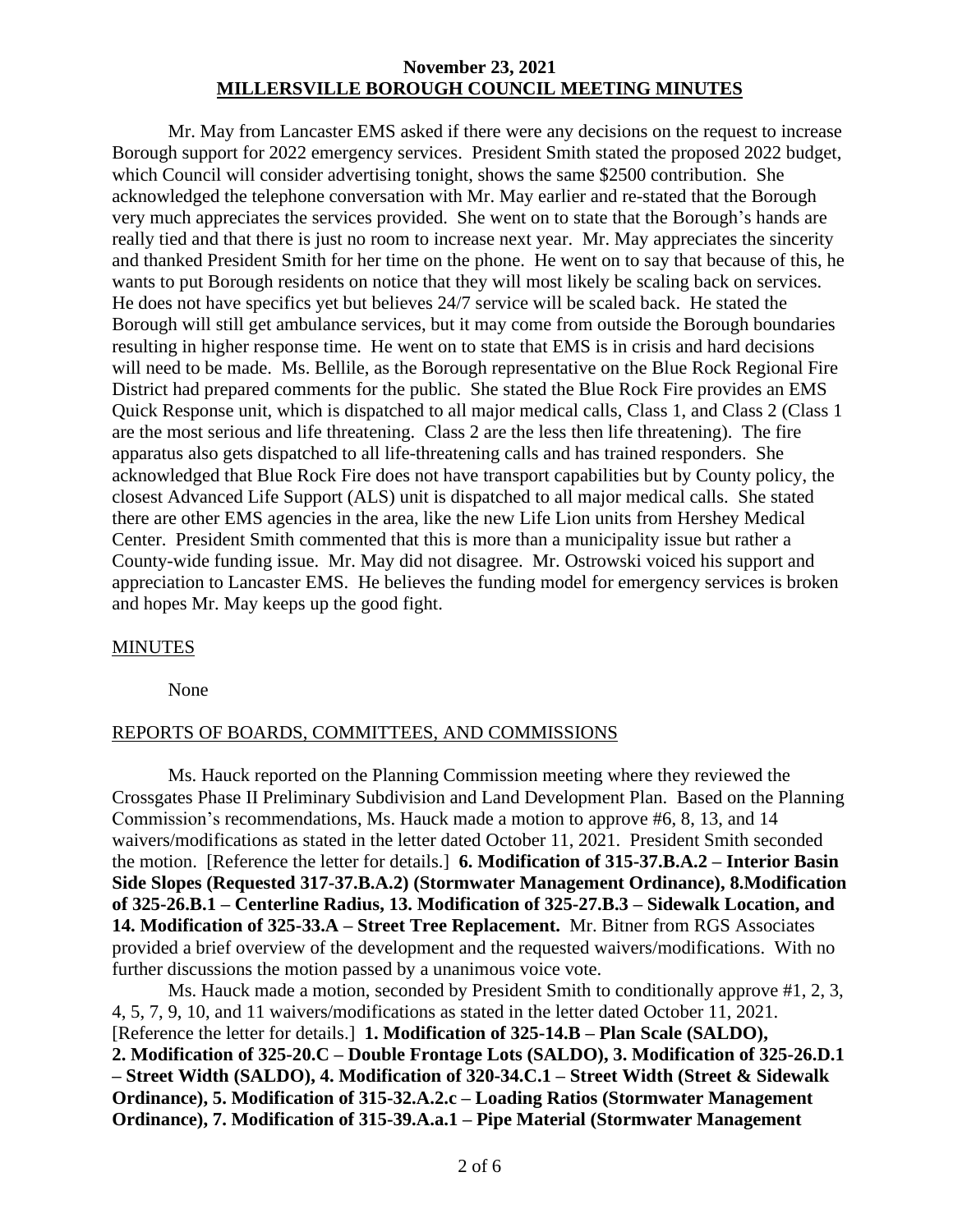Mr. May from Lancaster EMS asked if there were any decisions on the request to increase Borough support for 2022 emergency services. President Smith stated the proposed 2022 budget, which Council will consider advertising tonight, shows the same $2500 contribution. She acknowledged the telephone conversation with Mr. May earlier and re-stated that the Borough very much appreciates the services provided. She went on to state that the Borough's hands are really tied and that there is just no room to increase next year. Mr. May appreciates the sincerity and thanked President Smith for her time on the phone. He went on to say that because of this, he wants to put Borough residents on notice that they will most likely be scaling back on services. He does not have specifics yet but believes 24/7 service will be scaled back. He stated the Borough will still get ambulance services, but it may come from outside the Borough boundaries resulting in higher response time. He went on to state that EMS is in crisis and hard decisions will need to be made. Ms. Bellile, as the Borough representative on the Blue Rock Regional Fire District had prepared comments for the public. She stated the Blue Rock Fire provides an EMS Quick Response unit, which is dispatched to all major medical calls, Class 1, and Class 2 (Class 1 are the most serious and life threatening. Class 2 are the less then life threatening). The fire apparatus also gets dispatched to all life-threatening calls and has trained responders. She acknowledged that Blue Rock Fire does not have transport capabilities but by County policy, the closest Advanced Life Support (ALS) unit is dispatched to all major medical calls. She stated there are other EMS agencies in the area, like the new Life Lion units from Hershey Medical Center. President Smith commented that this is more than a municipality issue but rather a County-wide funding issue. Mr. May did not disagree. Mr. Ostrowski voiced his support and appreciation to Lancaster EMS. He believes the funding model for emergency services is broken and hopes Mr. May keeps up the good fight.

## MINUTES

None

## REPORTS OF BOARDS, COMMITTEES, AND COMMISSIONS

Ms. Hauck reported on the Planning Commission meeting where they reviewed the Crossgates Phase II Preliminary Subdivision and Land Development Plan. Based on the Planning Commission's recommendations, Ms. Hauck made a motion to approve #6, 8, 13, and 14 waivers/modifications as stated in the letter dated October 11, 2021. President Smith seconded the motion. [Reference the letter for details.] **6. Modification of 315-37.B.A.2 – Interior Basin Side Slopes (Requested 317-37.B.A.2) (Stormwater Management Ordinance), 8.Modification of 325-26.B.1 – Centerline Radius, 13. Modification of 325-27.B.3 – Sidewalk Location, and 14. Modification of 325-33.A – Street Tree Replacement.** Mr. Bitner from RGS Associates provided a brief overview of the development and the requested waivers/modifications. With no further discussions the motion passed by a unanimous voice vote.

Ms. Hauck made a motion, seconded by President Smith to conditionally approve #1, 2, 3, 4, 5, 7, 9, 10, and 11 waivers/modifications as stated in the letter dated October 11, 2021. [Reference the letter for details.] **1. Modification of 325-14.B – Plan Scale (SALDO), 2. Modification of 325-20.C – Double Frontage Lots (SALDO), 3. Modification of 325-26.D.1 – Street Width (SALDO), 4. Modification of 320-34.C.1 – Street Width (Street & Sidewalk Ordinance), 5. Modification of 315-32.A.2.c – Loading Ratios (Stormwater Management Ordinance), 7. Modification of 315-39.A.a.1 – Pipe Material (Stormwater Management**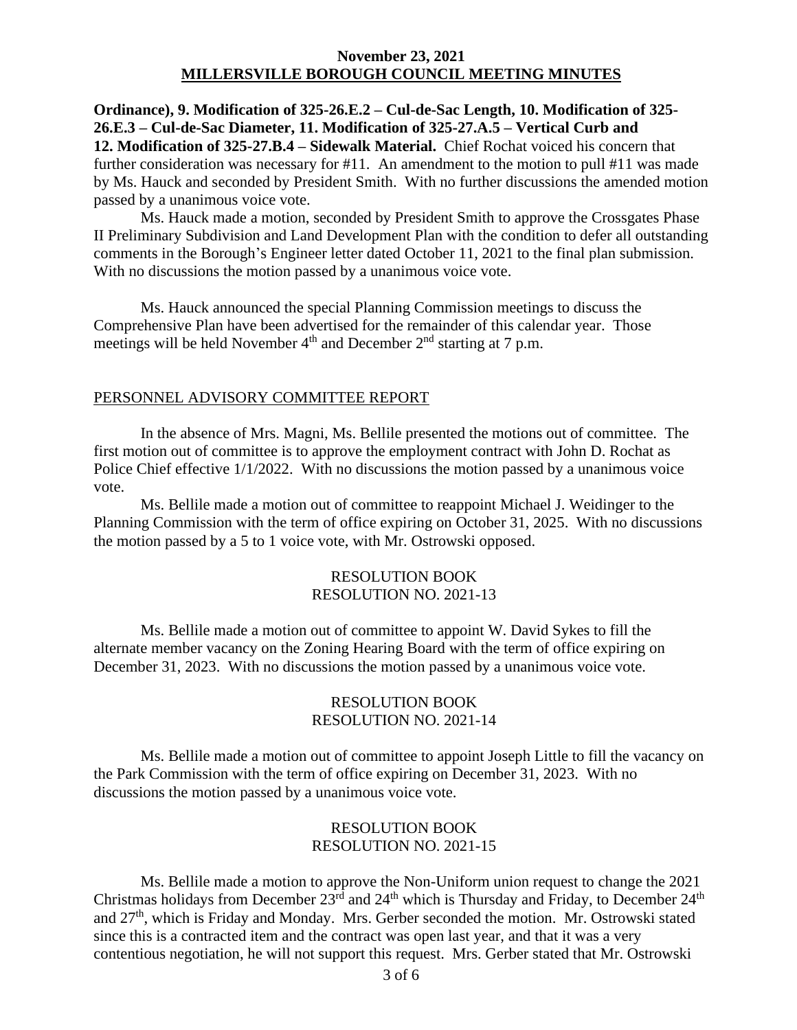**Ordinance), 9. Modification of 325-26.E.2 – Cul-de-Sac Length, 10. Modification of 325-26.E.3 – Cul-de-Sac Diameter, 11. Modification of 325-27.A.5 – Vertical Curb and 12. Modification of 325-27.B.4 – Sidewalk Material.** Chief Rochat voiced his concern that further consideration was necessary for #11. An amendment to the motion to pull #11 was made by Ms. Hauck and seconded by President Smith. With no further discussions the amended motion passed by a unanimous voice vote.

Ms. Hauck made a motion, seconded by President Smith to approve the Crossgates Phase II Preliminary Subdivision and Land Development Plan with the condition to defer all outstanding comments in the Borough's Engineer letter dated October 11, 2021 to the final plan submission. With no discussions the motion passed by a unanimous voice vote.

Ms. Hauck announced the special Planning Commission meetings to discuss the Comprehensive Plan have been advertised for the remainder of this calendar year. Those meetings will be held November 4th and December 2nd starting at 7 p.m.

## PERSONNEL ADVISORY COMMITTEE REPORT

In the absence of Mrs. Magni, Ms. Bellile presented the motions out of committee. The first motion out of committee is to approve the employment contract with John D. Rochat as Police Chief effective 1/1/2022. With no discussions the motion passed by a unanimous voice vote.

Ms. Bellile made a motion out of committee to reappoint Michael J. Weidinger to the Planning Commission with the term of office expiring on October 31, 2025. With no discussions the motion passed by a 5 to 1 voice vote, with Mr. Ostrowski opposed.

RESOLUTION BOOK
RESOLUTION NO. 2021-13

Ms. Bellile made a motion out of committee to appoint W. David Sykes to fill the alternate member vacancy on the Zoning Hearing Board with the term of office expiring on December 31, 2023. With no discussions the motion passed by a unanimous voice vote.

RESOLUTION BOOK
RESOLUTION NO. 2021-14

Ms. Bellile made a motion out of committee to appoint Joseph Little to fill the vacancy on the Park Commission with the term of office expiring on December 31, 2023. With no discussions the motion passed by a unanimous voice vote.

RESOLUTION BOOK
RESOLUTION NO. 2021-15

Ms. Bellile made a motion to approve the Non-Uniform union request to change the 2021 Christmas holidays from December 23rd and 24th which is Thursday and Friday, to December 24th and 27th, which is Friday and Monday. Mrs. Gerber seconded the motion. Mr. Ostrowski stated since this is a contracted item and the contract was open last year, and that it was a very contentious negotiation, he will not support this request. Mrs. Gerber stated that Mr. Ostrowski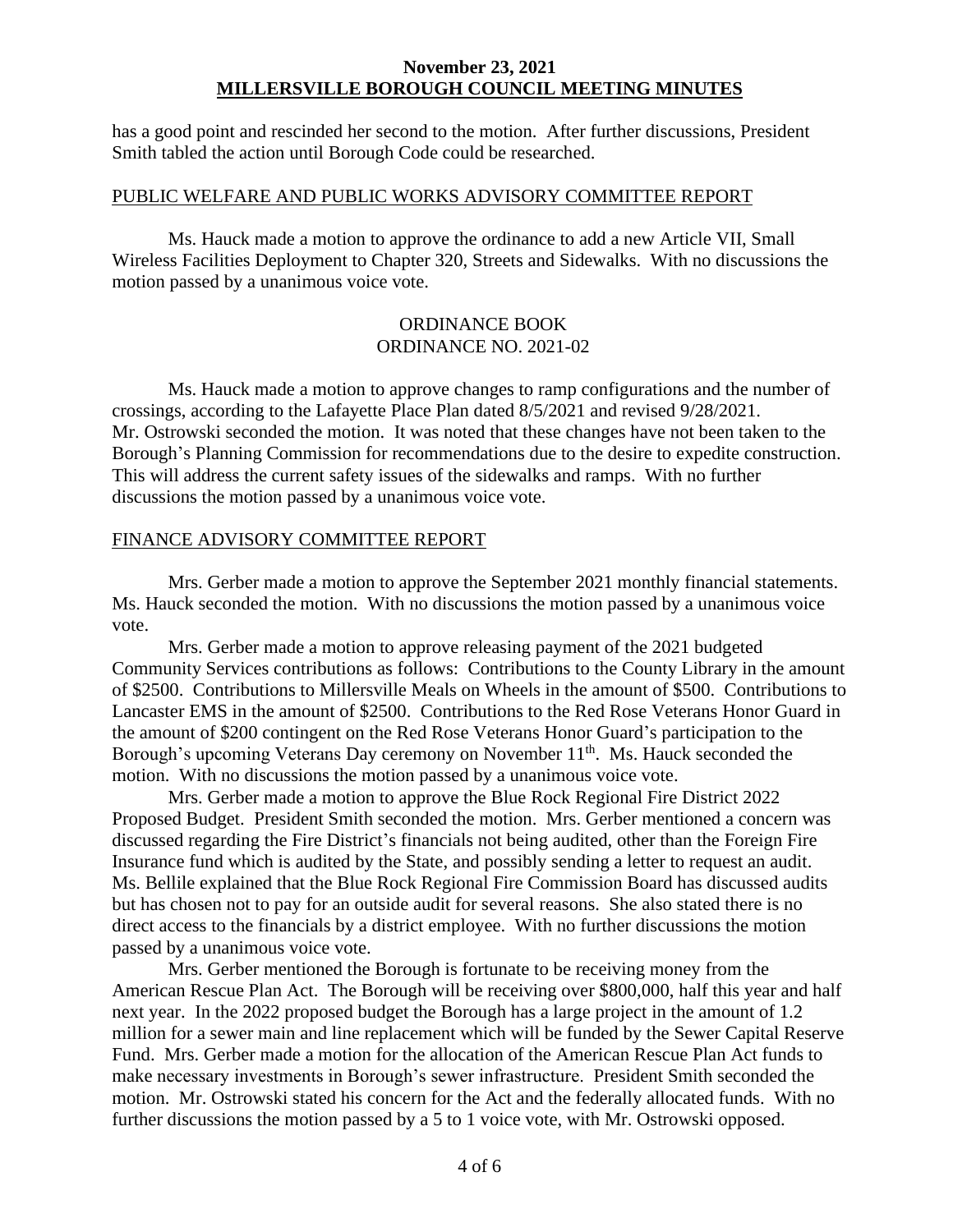has a good point and rescinded her second to the motion. After further discussions, President Smith tabled the action until Borough Code could be researched.

## PUBLIC WELFARE AND PUBLIC WORKS ADVISORY COMMITTEE REPORT

Ms. Hauck made a motion to approve the ordinance to add a new Article VII, Small Wireless Facilities Deployment to Chapter 320, Streets and Sidewalks. With no discussions the motion passed by a unanimous voice vote.

ORDINANCE BOOK
ORDINANCE NO. 2021-02

Ms. Hauck made a motion to approve changes to ramp configurations and the number of crossings, according to the Lafayette Place Plan dated 8/5/2021 and revised 9/28/2021. Mr. Ostrowski seconded the motion. It was noted that these changes have not been taken to the Borough's Planning Commission for recommendations due to the desire to expedite construction. This will address the current safety issues of the sidewalks and ramps. With no further discussions the motion passed by a unanimous voice vote.

## FINANCE ADVISORY COMMITTEE REPORT

Mrs. Gerber made a motion to approve the September 2021 monthly financial statements. Ms. Hauck seconded the motion. With no discussions the motion passed by a unanimous voice vote.

Mrs. Gerber made a motion to approve releasing payment of the 2021 budgeted Community Services contributions as follows: Contributions to the County Library in the amount of $2500. Contributions to Millersville Meals on Wheels in the amount of $500. Contributions to Lancaster EMS in the amount of $2500. Contributions to the Red Rose Veterans Honor Guard in the amount of $200 contingent on the Red Rose Veterans Honor Guard's participation to the Borough's upcoming Veterans Day ceremony on November 11th. Ms. Hauck seconded the motion. With no discussions the motion passed by a unanimous voice vote.

Mrs. Gerber made a motion to approve the Blue Rock Regional Fire District 2022 Proposed Budget. President Smith seconded the motion. Mrs. Gerber mentioned a concern was discussed regarding the Fire District's financials not being audited, other than the Foreign Fire Insurance fund which is audited by the State, and possibly sending a letter to request an audit. Ms. Bellile explained that the Blue Rock Regional Fire Commission Board has discussed audits but has chosen not to pay for an outside audit for several reasons. She also stated there is no direct access to the financials by a district employee. With no further discussions the motion passed by a unanimous voice vote.

Mrs. Gerber mentioned the Borough is fortunate to be receiving money from the American Rescue Plan Act. The Borough will be receiving over $800,000, half this year and half next year. In the 2022 proposed budget the Borough has a large project in the amount of 1.2 million for a sewer main and line replacement which will be funded by the Sewer Capital Reserve Fund. Mrs. Gerber made a motion for the allocation of the American Rescue Plan Act funds to make necessary investments in Borough's sewer infrastructure. President Smith seconded the motion. Mr. Ostrowski stated his concern for the Act and the federally allocated funds. With no further discussions the motion passed by a 5 to 1 voice vote, with Mr. Ostrowski opposed.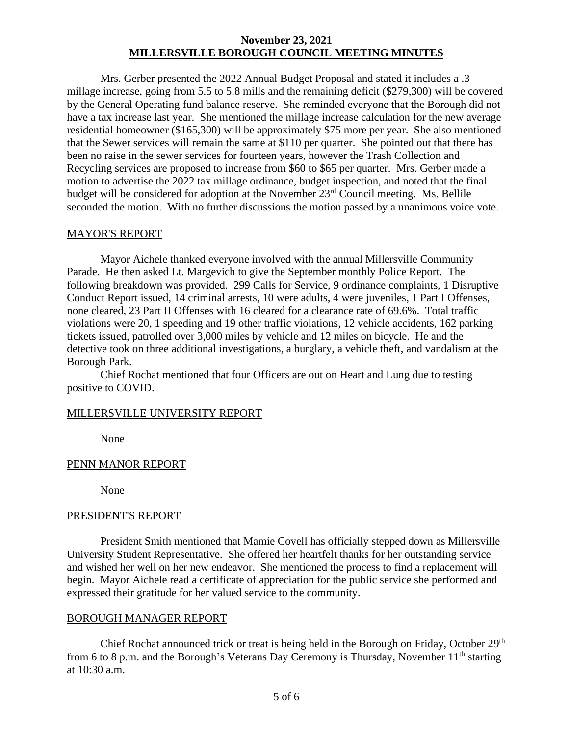**November 23, 2021**
**MILLERSVILLE BOROUGH COUNCIL MEETING MINUTES**

Mrs. Gerber presented the 2022 Annual Budget Proposal and stated it includes a .3 millage increase, going from 5.5 to 5.8 mills and the remaining deficit ($279,300) will be covered by the General Operating fund balance reserve. She reminded everyone that the Borough did not have a tax increase last year. She mentioned the millage increase calculation for the new average residential homeowner ($165,300) will be approximately $75 more per year. She also mentioned that the Sewer services will remain the same at $110 per quarter. She pointed out that there has been no raise in the sewer services for fourteen years, however the Trash Collection and Recycling services are proposed to increase from $60 to $65 per quarter. Mrs. Gerber made a motion to advertise the 2022 tax millage ordinance, budget inspection, and noted that the final budget will be considered for adoption at the November 23rd Council meeting. Ms. Bellile seconded the motion. With no further discussions the motion passed by a unanimous voice vote.

## MAYOR'S REPORT

Mayor Aichele thanked everyone involved with the annual Millersville Community Parade. He then asked Lt. Margevich to give the September monthly Police Report. The following breakdown was provided. 299 Calls for Service, 9 ordinance complaints, 1 Disruptive Conduct Report issued, 14 criminal arrests, 10 were adults, 4 were juveniles, 1 Part I Offenses, none cleared, 23 Part II Offenses with 16 cleared for a clearance rate of 69.6%. Total traffic violations were 20, 1 speeding and 19 other traffic violations, 12 vehicle accidents, 162 parking tickets issued, patrolled over 3,000 miles by vehicle and 12 miles on bicycle. He and the detective took on three additional investigations, a burglary, a vehicle theft, and vandalism at the Borough Park.

Chief Rochat mentioned that four Officers are out on Heart and Lung due to testing positive to COVID.

## MILLERSVILLE UNIVERSITY REPORT

None

## PENN MANOR REPORT

None

## PRESIDENT'S REPORT

President Smith mentioned that Mamie Covell has officially stepped down as Millersville University Student Representative. She offered her heartfelt thanks for her outstanding service and wished her well on her new endeavor. She mentioned the process to find a replacement will begin. Mayor Aichele read a certificate of appreciation for the public service she performed and expressed their gratitude for her valued service to the community.

## BOROUGH MANAGER REPORT

Chief Rochat announced trick or treat is being held in the Borough on Friday, October 29th from 6 to 8 p.m. and the Borough's Veterans Day Ceremony is Thursday, November 11th starting at 10:30 a.m.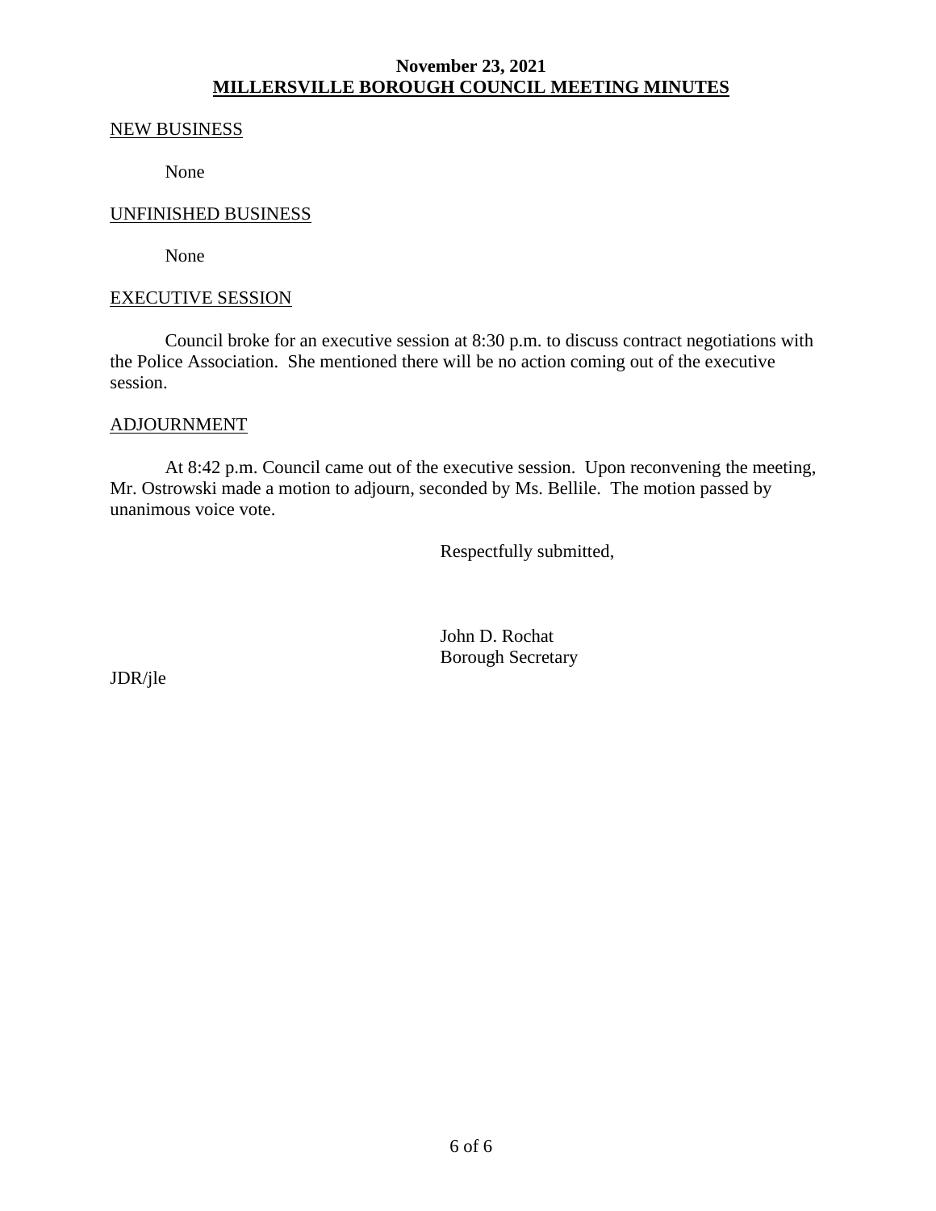**November 23, 2021**
**MILLERSVILLE BOROUGH COUNCIL MEETING MINUTES**

NEW BUSINESS

None

UNFINISHED BUSINESS

None

EXECUTIVE SESSION

Council broke for an executive session at 8:30 p.m. to discuss contract negotiations with the Police Association. She mentioned there will be no action coming out of the executive session.

ADJOURNMENT

At 8:42 p.m. Council came out of the executive session. Upon reconvening the meeting, Mr. Ostrowski made a motion to adjourn, seconded by Ms. Bellile. The motion passed by unanimous voice vote.

Respectfully submitted,

John D. Rochat
Borough Secretary

JDR/jle